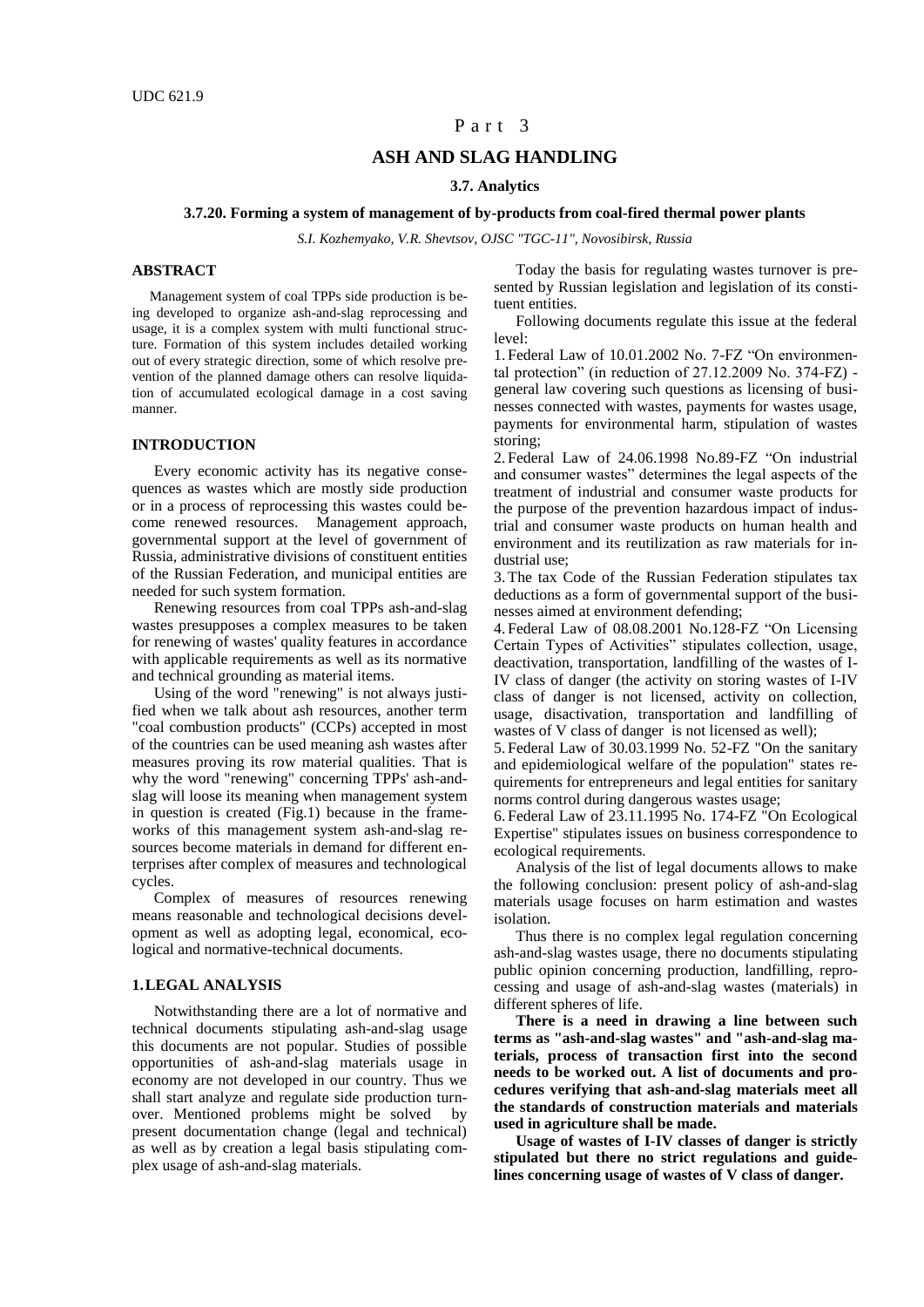UDC 621.9

Part 3

# ASH AND SLAG HANDLING

## 3.7. Analytics

### 3.7.20. Forming a system of management of by-products from coal-fired thermal power plants

*S.I. Kozhemyako, V.R. Shevtsov, OJSC "TGC-11", Novosibirsk, Russia*

## ABSTRACT

Management system of coal TPPs side production is being developed to organize ash-and-slag reprocessing and usage, it is a complex system with multi functional structure. Formation of this system includes detailed working out of every strategic direction, some of which resolve prevention of the planned damage others can resolve liquidation of accumulated ecological damage in a cost saving manner.

## INTRODUCTION

Every economic activity has its negative consequences as wastes which are mostly side production or in a process of reprocessing this wastes could become renewed resources. Management approach, governmental support at the level of government of Russia, administrative divisions of constituent entities of the Russian Federation, and municipal entities are needed for such system formation.

Renewing resources from coal TPPs ash-and-slag wastes presupposes a complex measures to be taken for renewing of wastes' quality features in accordance with applicable requirements as well as its normative and technical grounding as material items.

Using of the word "renewing" is not always justified when we talk about ash resources, another term "coal combustion products" (CCPs) accepted in most of the countries can be used meaning ash wastes after measures proving its row material qualities. That is why the word "renewing" concerning TPPs' ash-and-slag will loose its meaning when management system in question is created (Fig.1) because in the frameworks of this management system ash-and-slag resources become materials in demand for different enterprises after complex of measures and technological cycles.

Complex of measures of resources renewing means reasonable and technological decisions development as well as adopting legal, economical, ecological and normative-technical documents.

## 1. LEGAL ANALYSIS

Notwithstanding there are a lot of normative and technical documents stipulating ash-and-slag usage this documents are not popular. Studies of possible opportunities of ash-and-slag materials usage in economy are not developed in our country. Thus we shall start analyze and regulate side production turnover. Mentioned problems might be solved by present documentation change (legal and technical) as well as by creation a legal basis stipulating complex usage of ash-and-slag materials.

Today the basis for regulating wastes turnover is presented by Russian legislation and legislation of its constituent entities.

Following documents regulate this issue at the federal level:

1. Federal Law of 10.01.2002 No. 7-FZ "On environmental protection" (in reduction of 27.12.2009 No. 374-FZ) - general law covering such questions as licensing of businesses connected with wastes, payments for wastes usage, payments for environmental harm, stipulation of wastes storing;
2. Federal Law of 24.06.1998 No.89-FZ "On industrial and consumer wastes" determines the legal aspects of the treatment of industrial and consumer waste products for the purpose of the prevention hazardous impact of industrial and consumer waste products on human health and environment and its reutilization as raw materials for industrial use;
3. The tax Code of the Russian Federation stipulates tax deductions as a form of governmental support of the businesses aimed at environment defending;
4. Federal Law of 08.08.2001 No.128-FZ "On Licensing Certain Types of Activities" stipulates collection, usage, deactivation, transportation, landfilling of the wastes of I-IV class of danger (the activity on storing wastes of I-IV class of danger is not licensed, activity on collection, usage, disactivation, transportation and landfilling of wastes of V class of danger is not licensed as well);
5. Federal Law of 30.03.1999 No. 52-FZ "On the sanitary and epidemiological welfare of the population" states requirements for entrepreneurs and legal entities for sanitary norms control during dangerous wastes usage;
6. Federal Law of 23.11.1995 No. 174-FZ "On Ecological Expertise" stipulates issues on business correspondence to ecological requirements.

Analysis of the list of legal documents allows to make the following conclusion: present policy of ash-and-slag materials usage focuses on harm estimation and wastes isolation.

Thus there is no complex legal regulation concerning ash-and-slag wastes usage, there no documents stipulating public opinion concerning production, landfilling, reprocessing and usage of ash-and-slag wastes (materials) in different spheres of life.

**There is a need in drawing a line between such terms as "ash-and-slag wastes" and "ash-and-slag materials, process of transaction first into the second needs to be worked out. A list of documents and procedures verifying that ash-and-slag materials meet all the standards of construction materials and materials used in agriculture shall be made.**

**Usage of wastes of I-IV classes of danger is strictly stipulated but there no strict regulations and guidelines concerning usage of wastes of V class of danger.**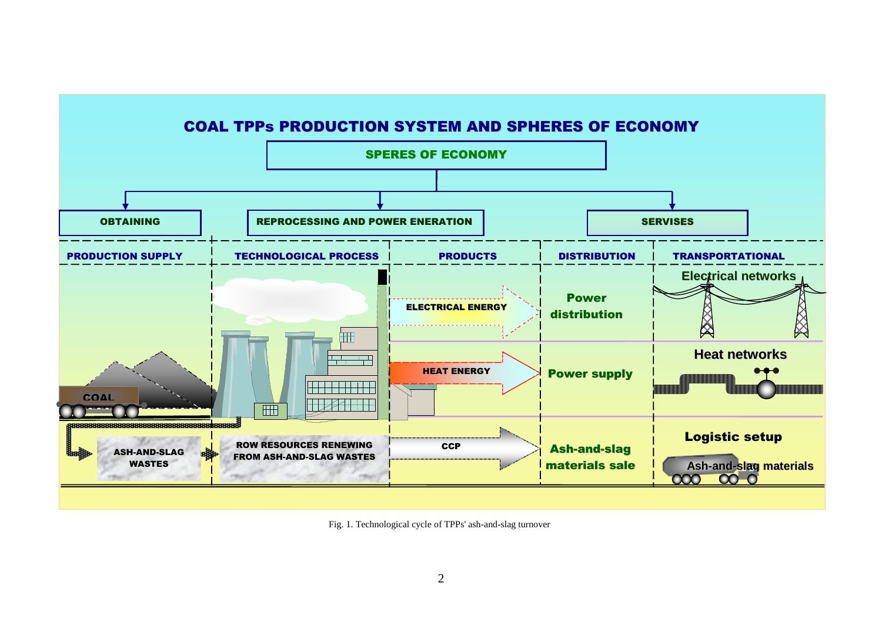COAL TPPs PRODUCTION SYSTEM AND SPHERES OF ECONOMY

SPERES OF ECONOMY

OBTAINING

REPROCESSING AND POWER ENERATION

SERVISES

PRODUCTION SUPPLY

TECHNOLOGICAL PROCESS

PRODUCTS

DISTRIBUTION

TRANSPORTATIONAL

ELECTRICAL ENERGY

Power distribution

Electrical networks

HEAT ENERGY

Power supply

Heat networks

COAL

ASH-AND-SLAG WASTES

ROW RESOURCES RENEWING FROM ASH-AND-SLAG WASTES

CCP

Ash-and-slag materials sale

Logistic setup

Ash-and-slag materials

Fig. 1. Technological cycle of TPPs' ash-and-slag turnover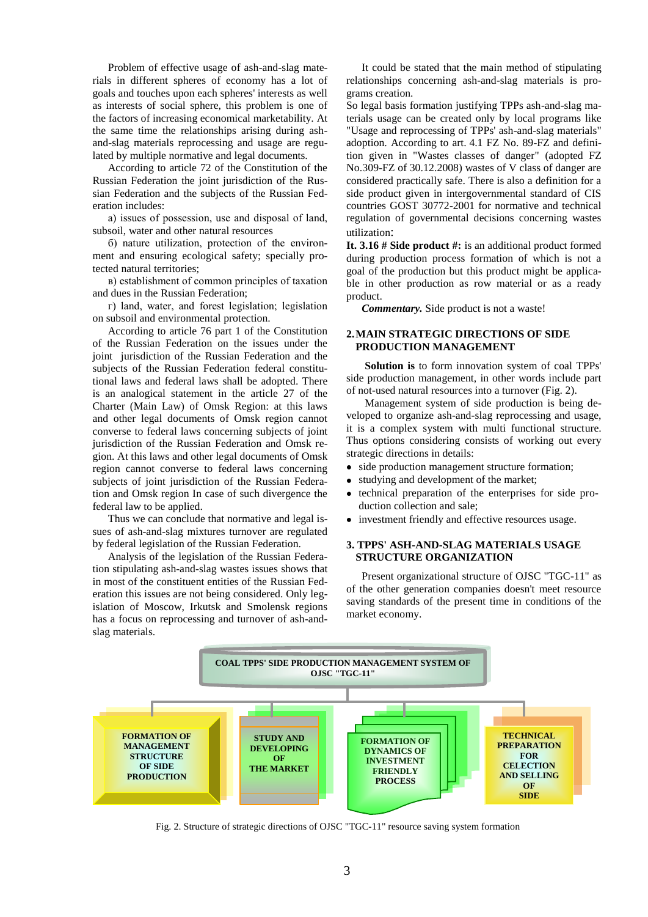Problem of effective usage of ash-and-slag materials in different spheres of economy has a lot of goals and touches upon each spheres' interests as well as interests of social sphere, this problem is one of the factors of increasing economical marketability. At the same time the relationships arising during ash-and-slag materials reprocessing and usage are regulated by multiple normative and legal documents.

According to article 72 of the Constitution of the Russian Federation the joint jurisdiction of the Russian Federation and the subjects of the Russian Federation includes:

а) issues of possession, use and disposal of land, subsoil, water and other natural resources

б) nature utilization, protection of the environment and ensuring ecological safety; specially protected natural territories;

в) establishment of common principles of taxation and dues in the Russian Federation;

г) land, water, and forest legislation; legislation on subsoil and environmental protection.

According to article 76 part 1 of the Constitution of the Russian Federation on the issues under the joint jurisdiction of the Russian Federation and the subjects of the Russian Federation federal constitutional laws and federal laws shall be adopted. There is an analogical statement in the article 27 of the Charter (Main Law) of Omsk Region: at this laws and other legal documents of Omsk region cannot converse to federal laws concerning subjects of joint jurisdiction of the Russian Federation and Omsk region. At this laws and other legal documents of Omsk region cannot converse to federal laws concerning subjects of joint jurisdiction of the Russian Federation and Omsk region In case of such divergence the federal law to be applied.

Thus we can conclude that normative and legal issues of ash-and-slag mixtures turnover are regulated by federal legislation of the Russian Federation.

Analysis of the legislation of the Russian Federation stipulating ash-and-slag wastes issues shows that in most of the constituent entities of the Russian Federation this issues are not being considered. Only legislation of Moscow, Irkutsk and Smolensk regions has a focus on reprocessing and turnover of ash-and-slag materials.

It could be stated that the main method of stipulating relationships concerning ash-and-slag materials is programs creation.

So legal basis formation justifying TPPs ash-and-slag materials usage can be created only by local programs like "Usage and reprocessing of TPPs' ash-and-slag materials" adoption. According to art. 4.1 FZ No. 89-FZ and definition given in "Wastes classes of danger" (adopted FZ No.309-FZ of 30.12.2008) wastes of V class of danger are considered practically safe. There is also a definition for a side product given in intergovernmental standard of CIS countries GOST 30772-2001 for normative and technical regulation of governmental decisions concerning wastes utilization:

**It. 3.16 # Side product #:** is an additional product formed during production process formation of which is not a goal of the production but this product might be applicable in other production as row material or as a ready product.

***Commentary.*** Side product is not a waste!

## 2. MAIN STRATEGIC DIRECTIONS OF SIDE PRODUCTION MANAGEMENT

**Solution is** to form innovation system of coal TPPs' side production management, in other words include part of not-used natural resources into a turnover (Fig. 2).

Management system of side production is being developed to organize ash-and-slag reprocessing and usage, it is a complex system with multi functional structure. Thus options considering consists of working out every strategic directions in details:

- side production management structure formation;
- studying and development of the market;
- technical preparation of the enterprises for side production collection and sale;
- investment friendly and effective resources usage.

## 3. TPPS' ASH-AND-SLAG MATERIALS USAGE STRUCTURE ORGANIZATION

Present organizational structure of OJSC "TGC-11" as of the other generation companies doesn't meet resource saving standards of the present time in conditions of the market economy.

COAL TPPS' SIDE PRODUCTION MANAGEMENT SYSTEM OF OJSC "TGC-11"

- FORMATION OF MANAGEMENT STRUCTURE OF SIDE PRODUCTION
- STUDY AND DEVELOPING OF THE MARKET
- FORMATION OF DYNAMICS OF INVESTMENT FRIENDLY PROCESS
- TECHNICAL PREPARATION FOR CELECTION AND SELLING OF SIDE

Fig. 2. Structure of strategic directions of OJSC "TGC-11" resource saving system formation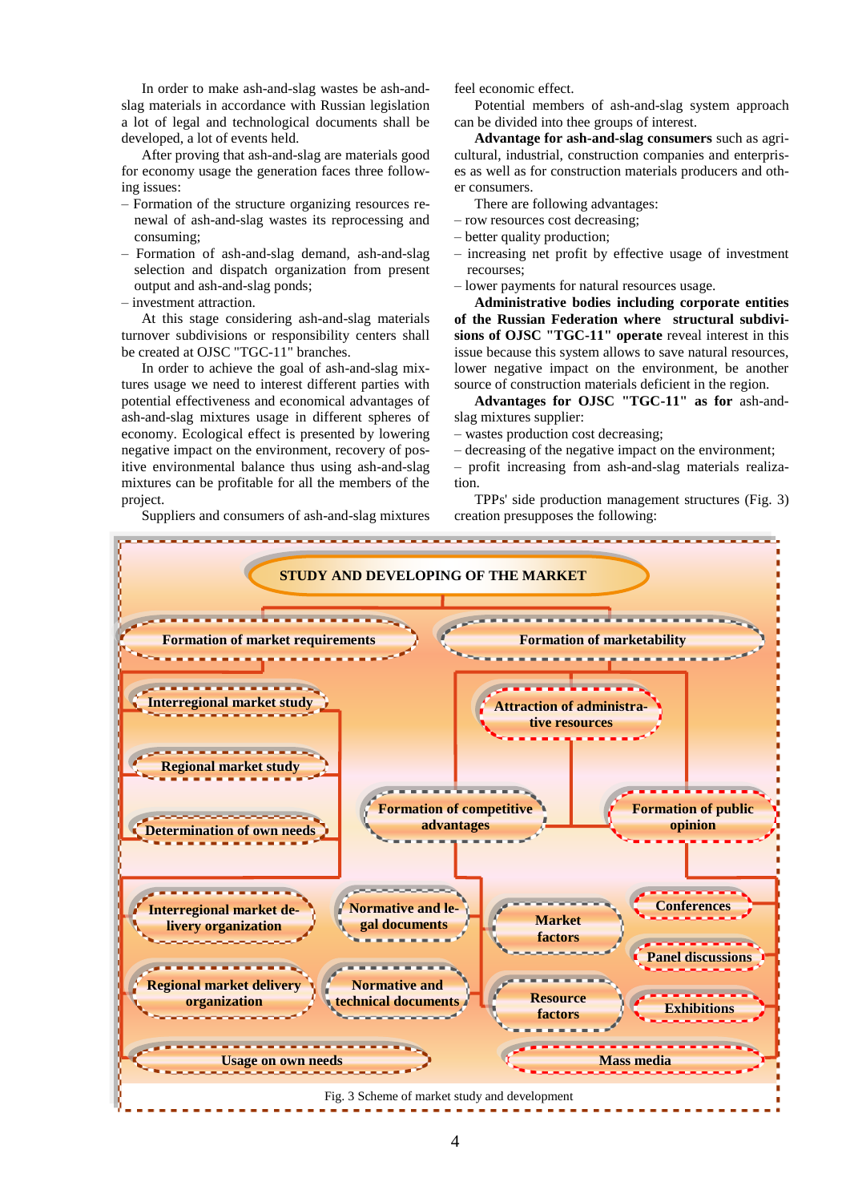In order to make ash-and-slag wastes be ash-and-slag materials in accordance with Russian legislation a lot of legal and technological documents shall be developed, a lot of events held.

After proving that ash-and-slag are materials good for economy usage the generation faces three following issues:

– Formation of the structure organizing resources renewal of ash-and-slag wastes its reprocessing and consuming;
– Formation of ash-and-slag demand, ash-and-slag selection and dispatch organization from present output and ash-and-slag ponds;
– investment attraction.

At this stage considering ash-and-slag materials turnover subdivisions or responsibility centers shall be created at OJSC "TGC-11" branches.

In order to achieve the goal of ash-and-slag mixtures usage we need to interest different parties with potential effectiveness and economical advantages of ash-and-slag mixtures usage in different spheres of economy. Ecological effect is presented by lowering negative impact on the environment, recovery of positive environmental balance thus using ash-and-slag mixtures can be profitable for all the members of the project.

Suppliers and consumers of ash-and-slag mixtures feel economic effect.

Potential members of ash-and-slag system approach can be divided into thee groups of interest.

**Advantage for ash-and-slag consumers** such as agricultural, industrial, construction companies and enterprises as well as for construction materials producers and other consumers.

There are following advantages:

– row resources cost decreasing;
– better quality production;
– increasing net profit by effective usage of investment recourses;
– lower payments for natural resources usage.

**Administrative bodies including corporate entities of the Russian Federation where structural subdivisions of OJSC "TGC-11" operate** reveal interest in this issue because this system allows to save natural resources, lower negative impact on the environment, be another source of construction materials deficient in the region.

**Advantages for OJSC "TGC-11" as for** ash-and-slag mixtures supplier:

– wastes production cost decreasing;
– decreasing of the negative impact on the environment;
– profit increasing from ash-and-slag materials realization.

TPPs' side production management structures (Fig. 3) creation presupposes the following:

STUDY AND DEVELOPING OF THE MARKET

Formation of market requirements

Formation of marketability

Interregional market study

Regional market study

Determination of own needs

Attraction of administrative resources

Formation of competitive advantages

Formation of public opinion

Interregional market delivery organization

Normative and legal documents

Market factors

Conferences

Panel discussions

Regional market delivery organization

Normative and technical documents

Resource factors

Exhibitions

Usage on own needs

Mass media

Fig. 3 Scheme of market study and development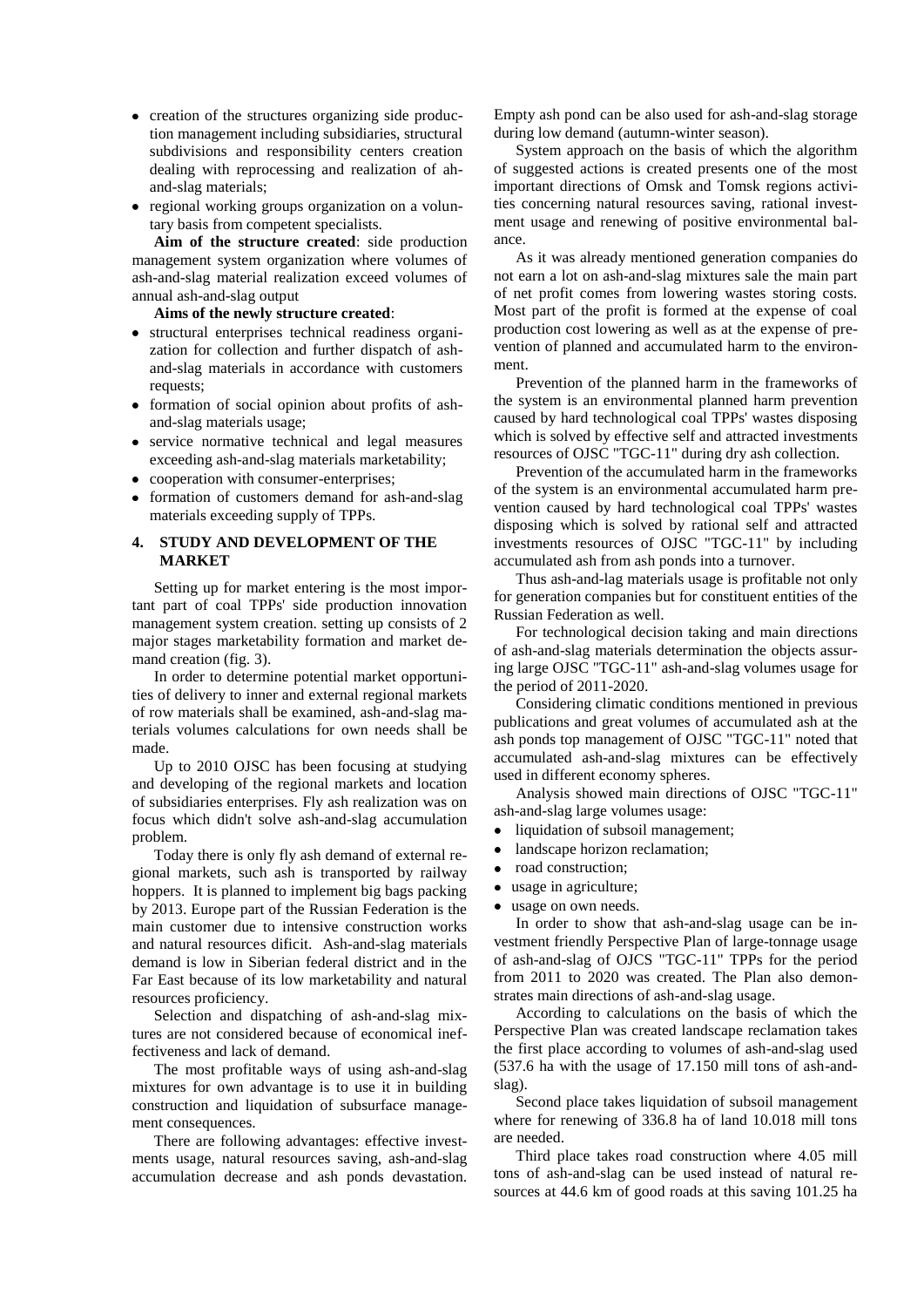- creation of the structures organizing side production management including subsidiaries, structural subdivisions and responsibility centers creation dealing with reprocessing and realization of ah-and-slag materials;
- regional working groups organization on a voluntary basis from competent specialists.

**Aim of the structure created**: side production management system organization where volumes of ash-and-slag material realization exceed volumes of annual ash-and-slag output

**Aims of the newly structure created**:

- structural enterprises technical readiness organization for collection and further dispatch of ash-and-slag materials in accordance with customers requests;
- formation of social opinion about profits of ash-and-slag materials usage;
- service normative technical and legal measures exceeding ash-and-slag materials marketability;
- cooperation with consumer-enterprises;
- formation of customers demand for ash-and-slag materials exceeding supply of TPPs.

## 4. STUDY AND DEVELOPMENT OF THE MARKET

Setting up for market entering is the most important part of coal TPPs' side production innovation management system creation. setting up consists of 2 major stages marketability formation and market demand creation (fig. 3).

In order to determine potential market opportunities of delivery to inner and external regional markets of row materials shall be examined, ash-and-slag materials volumes calculations for own needs shall be made.

Up to 2010 OJSC has been focusing at studying and developing of the regional markets and location of subsidiaries enterprises. Fly ash realization was on focus which didn't solve ash-and-slag accumulation problem.

Today there is only fly ash demand of external regional markets, such ash is transported by railway hoppers. It is planned to implement big bags packing by 2013. Europe part of the Russian Federation is the main customer due to intensive construction works and natural resources dificit. Ash-and-slag materials demand is low in Siberian federal district and in the Far East because of its low marketability and natural resources proficiency.

Selection and dispatching of ash-and-slag mixtures are not considered because of economical ineffectiveness and lack of demand.

The most profitable ways of using ash-and-slag mixtures for own advantage is to use it in building construction and liquidation of subsurface management consequences.

There are following advantages: effective investments usage, natural resources saving, ash-and-slag accumulation decrease and ash ponds devastation. Empty ash pond can be also used for ash-and-slag storage during low demand (autumn-winter season).

System approach on the basis of which the algorithm of suggested actions is created presents one of the most important directions of Omsk and Tomsk regions activities concerning natural resources saving, rational investment usage and renewing of positive environmental balance.

As it was already mentioned generation companies do not earn a lot on ash-and-slag mixtures sale the main part of net profit comes from lowering wastes storing costs. Most part of the profit is formed at the expense of coal production cost lowering as well as at the expense of prevention of planned and accumulated harm to the environment.

Prevention of the planned harm in the frameworks of the system is an environmental planned harm prevention caused by hard technological coal TPPs' wastes disposing which is solved by effective self and attracted investments resources of OJSC "TGC-11" during dry ash collection.

Prevention of the accumulated harm in the frameworks of the system is an environmental accumulated harm prevention caused by hard technological coal TPPs' wastes disposing which is solved by rational self and attracted investments resources of OJSC "TGC-11" by including accumulated ash from ash ponds into a turnover.

Thus ash-and-lag materials usage is profitable not only for generation companies but for constituent entities of the Russian Federation as well.

For technological decision taking and main directions of ash-and-slag materials determination the objects assuring large OJSC "TGC-11" ash-and-slag volumes usage for the period of 2011-2020.

Considering climatic conditions mentioned in previous publications and great volumes of accumulated ash at the ash ponds top management of OJSC "TGC-11" noted that accumulated ash-and-slag mixtures can be effectively used in different economy spheres.

Analysis showed main directions of OJSC "TGC-11" ash-and-slag large volumes usage:

- liquidation of subsoil management;
- landscape horizon reclamation;
- road construction;
- usage in agriculture;
- usage on own needs.

In order to show that ash-and-slag usage can be investment friendly Perspective Plan of large-tonnage usage of ash-and-slag of OJCS "TGC-11" TPPs for the period from 2011 to 2020 was created. The Plan also demonstrates main directions of ash-and-slag usage.

According to calculations on the basis of which the Perspective Plan was created landscape reclamation takes the first place according to volumes of ash-and-slag used (537.6 ha with the usage of 17.150 mill tons of ash-and-slag).

Second place takes liquidation of subsoil management where for renewing of 336.8 ha of land 10.018 mill tons are needed.

Third place takes road construction where 4.05 mill tons of ash-and-slag can be used instead of natural resources at 44.6 km of good roads at this saving 101.25 ha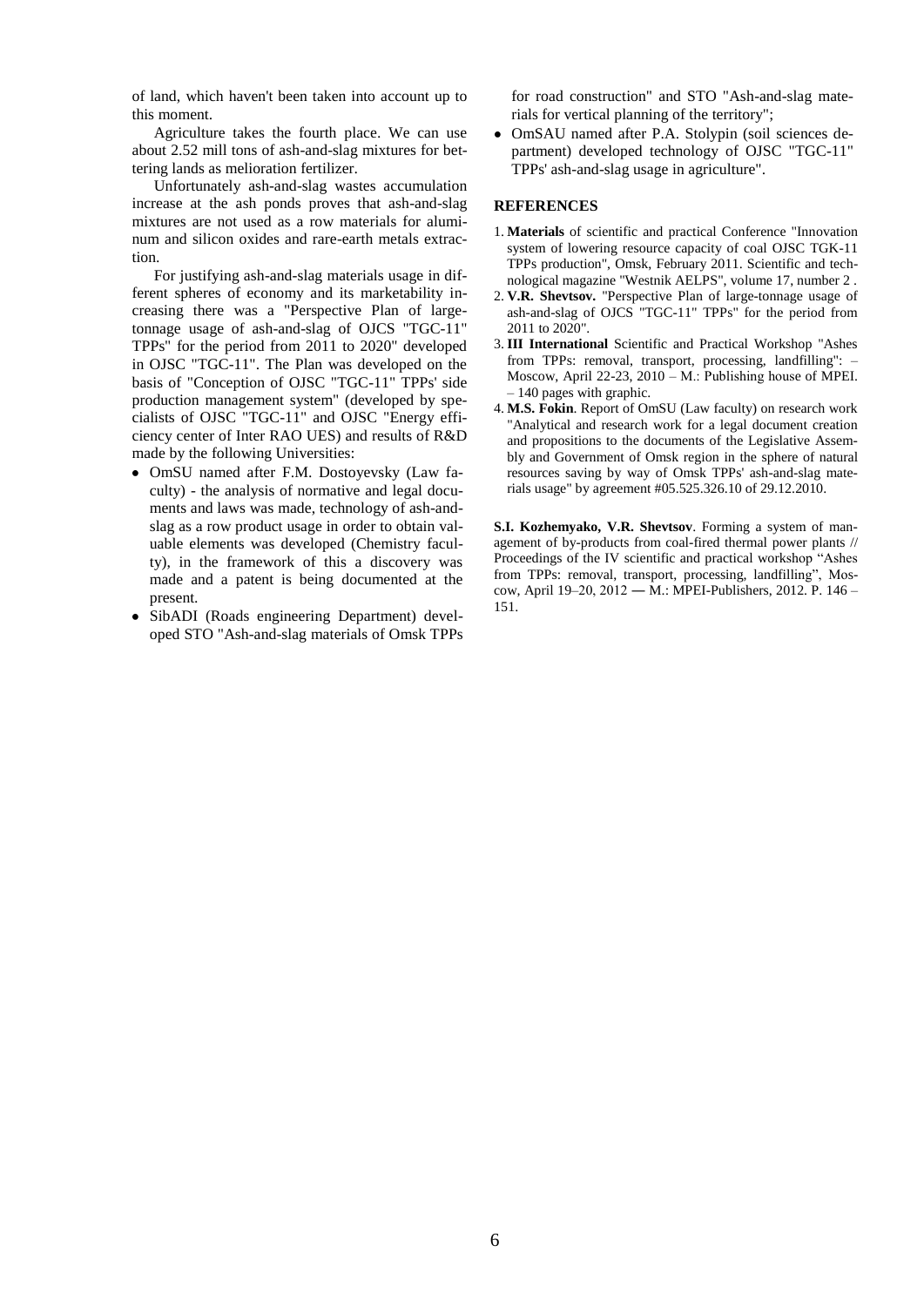of land, which haven't been taken into account up to this moment.

Agriculture takes the fourth place. We can use about 2.52 mill tons of ash-and-slag mixtures for bettering lands as melioration fertilizer.

Unfortunately ash-and-slag wastes accumulation increase at the ash ponds proves that ash-and-slag mixtures are not used as a row materials for aluminum and silicon oxides and rare-earth metals extraction.

For justifying ash-and-slag materials usage in different spheres of economy and its marketability increasing there was a "Perspective Plan of large-tonnage usage of ash-and-slag of OJCS "TGC-11" TPPs" for the period from 2011 to 2020" developed in OJSC "TGC-11". The Plan was developed on the basis of "Conception of OJSC "TGC-11" TPPs' side production management system" (developed by specialists of OJSC "TGC-11" and OJSC "Energy efficiency center of Inter RAO UES) and results of R&D made by the following Universities:

- OmSU named after F.M. Dostoyevsky (Law faculty) - the analysis of normative and legal documents and laws was made, technology of ash-and-slag as a row product usage in order to obtain valuable elements was developed (Chemistry faculty), in the framework of this a discovery was made and a patent is being documented at the present.
- SibADI (Roads engineering Department) developed STO "Ash-and-slag materials of Omsk TPPs for road construction" and STO "Ash-and-slag materials for vertical planning of the territory";
- OmSAU named after P.A. Stolypin (soil sciences department) developed technology of OJSC "TGC-11" TPPs' ash-and-slag usage in agriculture".

## REFERENCES

1. **Materials** of scientific and practical Conference "Innovation system of lowering resource capacity of coal OJSC TGK-11 TPPs production", Omsk, February 2011. Scientific and technological magazine "Westnik AELPS", volume 17, number 2 .
2. **V.R. Shevtsov.** "Perspective Plan of large-tonnage usage of ash-and-slag of OJCS "TGC-11" TPPs" for the period from 2011 to 2020".
3. **III International** Scientific and Practical Workshop "Ashes from TPPs: removal, transport, processing, landfilling": – Moscow, April 22-23, 2010 – M.: Publishing house of MPEI. – 140 pages with graphic.
4. **M.S. Fokin**. Report of OmSU (Law faculty) on research work "Analytical and research work for a legal document creation and propositions to the documents of the Legislative Assembly and Government of Omsk region in the sphere of natural resources saving by way of Omsk TPPs' ash-and-slag materials usage" by agreement #05.525.326.10 of 29.12.2010.

**S.I. Kozhemyako, V.R. Shevtsov**. Forming a system of management of by-products from coal-fired thermal power plants // Proceedings of the IV scientific and practical workshop "Ashes from TPPs: removal, transport, processing, landfilling", Moscow, April 19–20, 2012 — M.: MPEI-Publishers, 2012. P. 146 – 151.